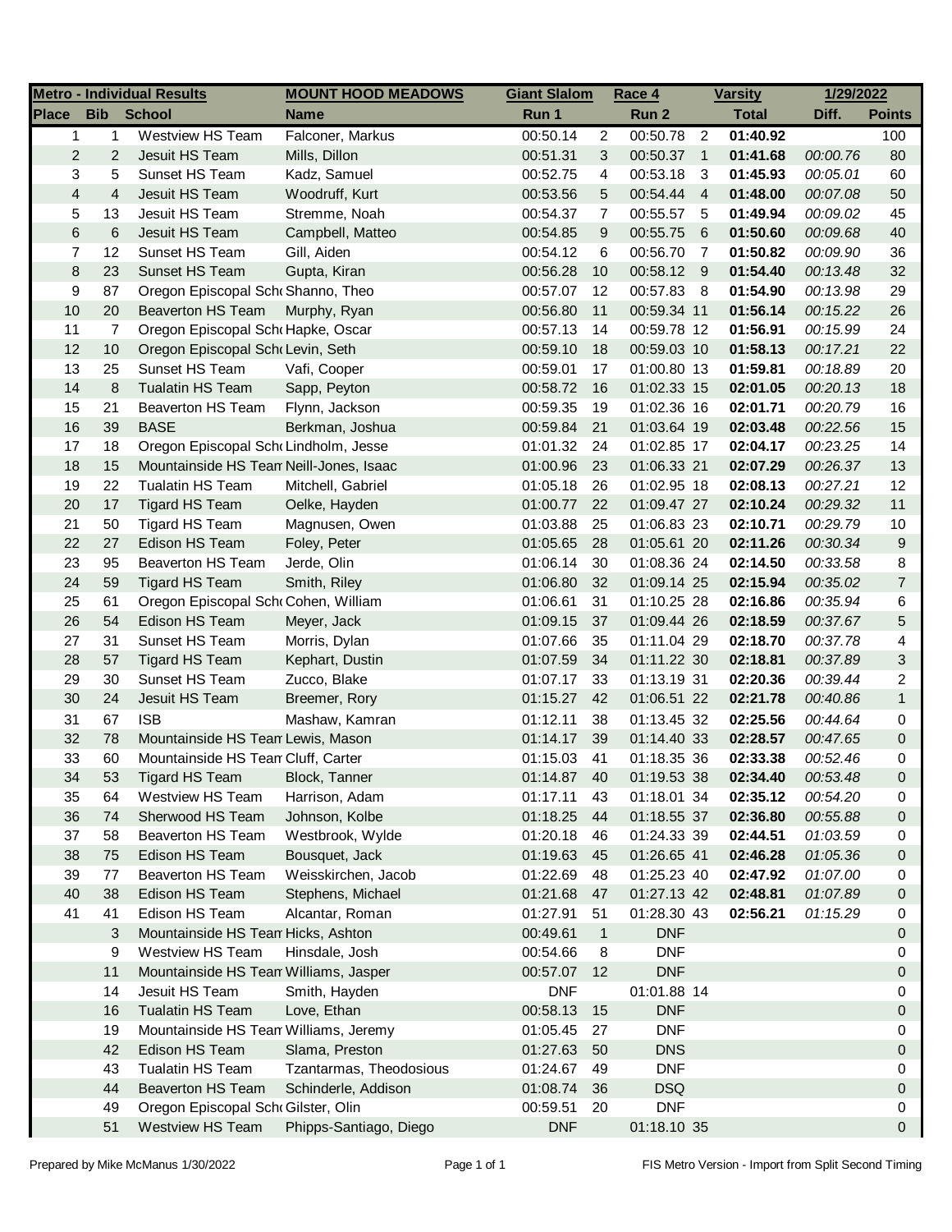| Metro - Individual Results | | | MOUNT HOOD MEADOWS | Giant Slalom | | Race 4 | | Varsity | 1/29/2022 | |
|---|---|---|---|---|---|---|---|---|---|---|
| **Place** | **Bib** | **School** | **Name** | **Run 1** | | **Run 2** | | **Total** | **Diff.** | **Points** |
| 1 | 1 | Westview HS Team | Falconer, Markus | 00:50.14 | 2 | 00:50.78 | 2 | **01:40.92** | | 100 |
| 2 | 2 | Jesuit HS Team | Mills, Dillon | 00:51.31 | 3 | 00:50.37 | 1 | **01:41.68** | *00:00.76* | 80 |
| 3 | 5 | Sunset HS Team | Kadz, Samuel | 00:52.75 | 4 | 00:53.18 | 3 | **01:45.93** | *00:05.01* | 60 |
| 4 | 4 | Jesuit HS Team | Woodruff, Kurt | 00:53.56 | 5 | 00:54.44 | 4 | **01:48.00** | *00:07.08* | 50 |
| 5 | 13 | Jesuit HS Team | Stremme, Noah | 00:54.37 | 7 | 00:55.57 | 5 | **01:49.94** | *00:09.02* | 45 |
| 6 | 6 | Jesuit HS Team | Campbell, Matteo | 00:54.85 | 9 | 00:55.75 | 6 | **01:50.60** | *00:09.68* | 40 |
| 7 | 12 | Sunset HS Team | Gill, Aiden | 00:54.12 | 6 | 00:56.70 | 7 | **01:50.82** | *00:09.90* | 36 |
| 8 | 23 | Sunset HS Team | Gupta, Kiran | 00:56.28 | 10 | 00:58.12 | 9 | **01:54.40** | *00:13.48* | 32 |
| 9 | 87 | Oregon Episcopal Sch | Shanno, Theo | 00:57.07 | 12 | 00:57.83 | 8 | **01:54.90** | *00:13.98* | 29 |
| 10 | 20 | Beaverton HS Team | Murphy, Ryan | 00:56.80 | 11 | 00:59.34 | 11 | **01:56.14** | *00:15.22* | 26 |
| 11 | 7 | Oregon Episcopal Sch | Hapke, Oscar | 00:57.13 | 14 | 00:59.78 | 12 | **01:56.91** | *00:15.99* | 24 |
| 12 | 10 | Oregon Episcopal Sch | Levin, Seth | 00:59.10 | 18 | 00:59.03 | 10 | **01:58.13** | *00:17.21* | 22 |
| 13 | 25 | Sunset HS Team | Vafi, Cooper | 00:59.01 | 17 | 01:00.80 | 13 | **01:59.81** | *00:18.89* | 20 |
| 14 | 8 | Tualatin HS Team | Sapp, Peyton | 00:58.72 | 16 | 01:02.33 | 15 | **02:01.05** | *00:20.13* | 18 |
| 15 | 21 | Beaverton HS Team | Flynn, Jackson | 00:59.35 | 19 | 01:02.36 | 16 | **02:01.71** | *00:20.79* | 16 |
| 16 | 39 | BASE | Berkman, Joshua | 00:59.84 | 21 | 01:03.64 | 19 | **02:03.48** | *00:22.56* | 15 |
| 17 | 18 | Oregon Episcopal Sch | Lindholm, Jesse | 01:01.32 | 24 | 01:02.85 | 17 | **02:04.17** | *00:23.25* | 14 |
| 18 | 15 | Mountainside HS Team | Neill-Jones, Isaac | 01:00.96 | 23 | 01:06.33 | 21 | **02:07.29** | *00:26.37* | 13 |
| 19 | 22 | Tualatin HS Team | Mitchell, Gabriel | 01:05.18 | 26 | 01:02.95 | 18 | **02:08.13** | *00:27.21* | 12 |
| 20 | 17 | Tigard HS Team | Oelke, Hayden | 01:00.77 | 22 | 01:09.47 | 27 | **02:10.24** | *00:29.32* | 11 |
| 21 | 50 | Tigard HS Team | Magnusen, Owen | 01:03.88 | 25 | 01:06.83 | 23 | **02:10.71** | *00:29.79* | 10 |
| 22 | 27 | Edison HS Team | Foley, Peter | 01:05.65 | 28 | 01:05.61 | 20 | **02:11.26** | *00:30.34* | 9 |
| 23 | 95 | Beaverton HS Team | Jerde, Olin | 01:06.14 | 30 | 01:08.36 | 24 | **02:14.50** | *00:33.58* | 8 |
| 24 | 59 | Tigard HS Team | Smith, Riley | 01:06.80 | 32 | 01:09.14 | 25 | **02:15.94** | *00:35.02* | 7 |
| 25 | 61 | Oregon Episcopal Sch | Cohen, William | 01:06.61 | 31 | 01:10.25 | 28 | **02:16.86** | *00:35.94* | 6 |
| 26 | 54 | Edison HS Team | Meyer, Jack | 01:09.15 | 37 | 01:09.44 | 26 | **02:18.59** | *00:37.67* | 5 |
| 27 | 31 | Sunset HS Team | Morris, Dylan | 01:07.66 | 35 | 01:11.04 | 29 | **02:18.70** | *00:37.78* | 4 |
| 28 | 57 | Tigard HS Team | Kephart, Dustin | 01:07.59 | 34 | 01:11.22 | 30 | **02:18.81** | *00:37.89* | 3 |
| 29 | 30 | Sunset HS Team | Zucco, Blake | 01:07.17 | 33 | 01:13.19 | 31 | **02:20.36** | *00:39.44* | 2 |
| 30 | 24 | Jesuit HS Team | Breemer, Rory | 01:15.27 | 42 | 01:06.51 | 22 | **02:21.78** | *00:40.86* | 1 |
| 31 | 67 | ISB | Mashaw, Kamran | 01:12.11 | 38 | 01:13.45 | 32 | **02:25.56** | *00:44.64* | 0 |
| 32 | 78 | Mountainside HS Team | Lewis, Mason | 01:14.17 | 39 | 01:14.40 | 33 | **02:28.57** | *00:47.65* | 0 |
| 33 | 60 | Mountainside HS Team | Cluff, Carter | 01:15.03 | 41 | 01:18.35 | 36 | **02:33.38** | *00:52.46* | 0 |
| 34 | 53 | Tigard HS Team | Block, Tanner | 01:14.87 | 40 | 01:19.53 | 38 | **02:34.40** | *00:53.48* | 0 |
| 35 | 64 | Westview HS Team | Harrison, Adam | 01:17.11 | 43 | 01:18.01 | 34 | **02:35.12** | *00:54.20* | 0 |
| 36 | 74 | Sherwood HS Team | Johnson, Kolbe | 01:18.25 | 44 | 01:18.55 | 37 | **02:36.80** | *00:55.88* | 0 |
| 37 | 58 | Beaverton HS Team | Westbrook, Wylde | 01:20.18 | 46 | 01:24.33 | 39 | **02:44.51** | *01:03.59* | 0 |
| 38 | 75 | Edison HS Team | Bousquet, Jack | 01:19.63 | 45 | 01:26.65 | 41 | **02:46.28** | *01:05.36* | 0 |
| 39 | 77 | Beaverton HS Team | Weisskirchen, Jacob | 01:22.69 | 48 | 01:25.23 | 40 | **02:47.92** | *01:07.00* | 0 |
| 40 | 38 | Edison HS Team | Stephens, Michael | 01:21.68 | 47 | 01:27.13 | 42 | **02:48.81** | *01:07.89* | 0 |
| 41 | 41 | Edison HS Team | Alcantar, Roman | 01:27.91 | 51 | 01:28.30 | 43 | **02:56.21** | *01:15.29* | 0 |
| | 3 | Mountainside HS Team | Hicks, Ashton | 00:49.61 | 1 | DNF | | | | 0 |
| | 9 | Westview HS Team | Hinsdale, Josh | 00:54.66 | 8 | DNF | | | | 0 |
| | 11 | Mountainside HS Team | Williams, Jasper | 00:57.07 | 12 | DNF | | | | 0 |
| | 14 | Jesuit HS Team | Smith, Hayden | DNF | | 01:01.88 | 14 | | | 0 |
| | 16 | Tualatin HS Team | Love, Ethan | 00:58.13 | 15 | DNF | | | | 0 |
| | 19 | Mountainside HS Team | Williams, Jeremy | 01:05.45 | 27 | DNF | | | | 0 |
| | 42 | Edison HS Team | Slama, Preston | 01:27.63 | 50 | DNS | | | | 0 |
| | 43 | Tualatin HS Team | Tzantarmas, Theodosious | 01:24.67 | 49 | DNF | | | | 0 |
| | 44 | Beaverton HS Team | Schinderle, Addison | 01:08.74 | 36 | DSQ | | | | 0 |
| | 49 | Oregon Episcopal Sch | Gilster, Olin | 00:59.51 | 20 | DNF | | | | 0 |
| | 51 | Westview HS Team | Phipps-Santiago, Diego | DNF | | 01:18.10 | 35 | | | 0 |

Prepared by Mike McManus 1/30/2022

FIS Metro Version - Import from Split Second Timing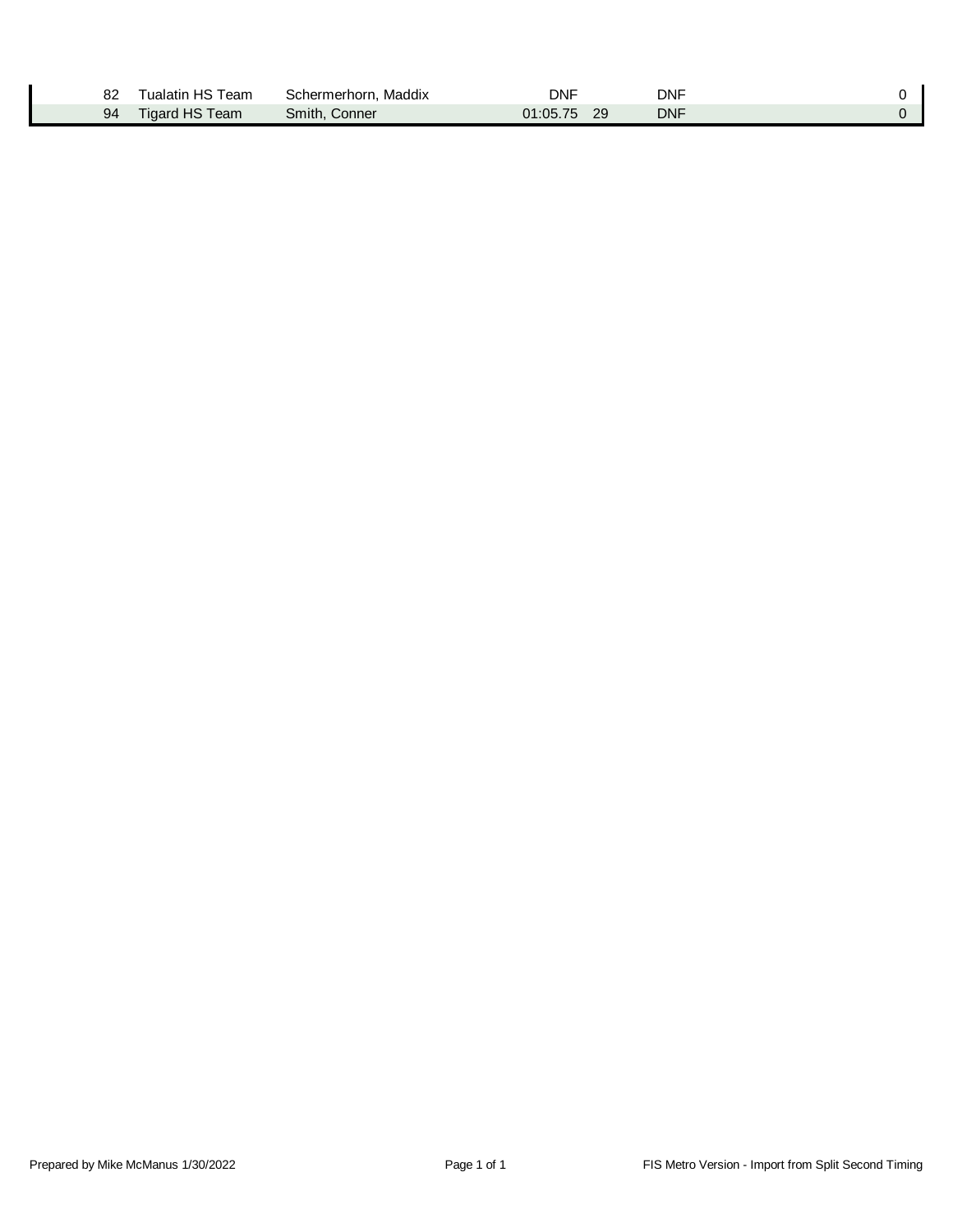| | | | | | | |
|---|---|---|---|---|---|---|
| 82 | Tualatin HS Team | Schermerhorn, Maddix | DNF | | DNF | 0 |
| 94 | Tigard HS Team | Smith, Conner | 01:05.75 | 29 | DNF | 0 |

Prepared by Mike McManus 1/30/2022

FIS Metro Version - Import from Split Second Timing